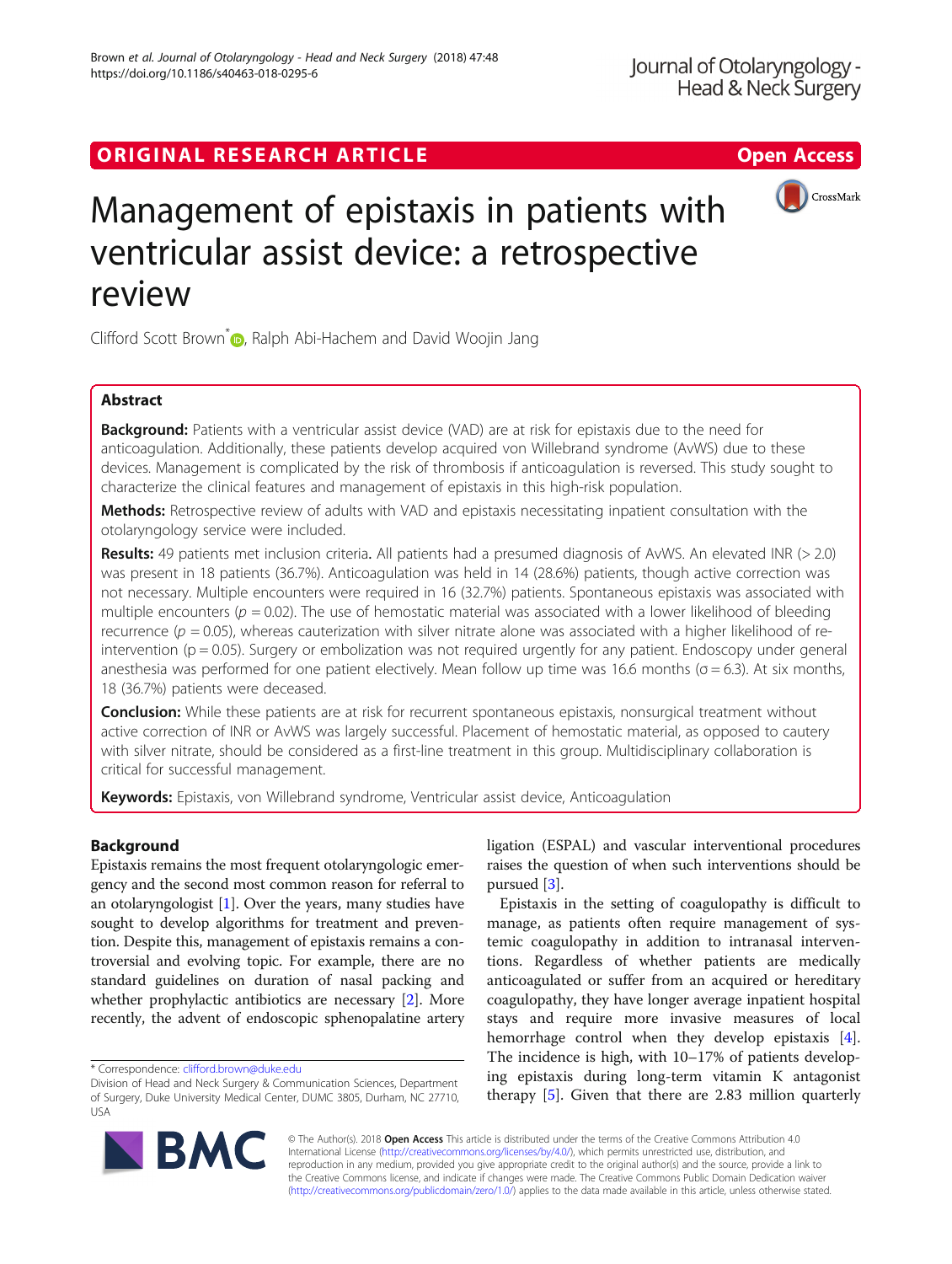ORIGINAL RESEARCH ARTICLE

Open Access

# Management of epistaxis in patients with ventricular assist device: a retrospective review

Clifford Scott Brown*, Ralph Abi-Hachem and David Woojin Jang

## Abstract

**Background:** Patients with a ventricular assist device (VAD) are at risk for epistaxis due to the need for anticoagulation. Additionally, these patients develop acquired von Willebrand syndrome (AvWS) due to these devices. Management is complicated by the risk of thrombosis if anticoagulation is reversed. This study sought to characterize the clinical features and management of epistaxis in this high-risk population.

**Methods:** Retrospective review of adults with VAD and epistaxis necessitating inpatient consultation with the otolaryngology service were included.

**Results:** 49 patients met inclusion criteria. All patients had a presumed diagnosis of AvWS. An elevated INR (> 2.0) was present in 18 patients (36.7%). Anticoagulation was held in 14 (28.6%) patients, though active correction was not necessary. Multiple encounters were required in 16 (32.7%) patients. Spontaneous epistaxis was associated with multiple encounters ($p = 0.02$). The use of hemostatic material was associated with a lower likelihood of bleeding recurrence ($p = 0.05$), whereas cauterization with silver nitrate alone was associated with a higher likelihood of re-intervention ($p = 0.05$). Surgery or embolization was not required urgently for any patient. Endoscopy under general anesthesia was performed for one patient electively. Mean follow up time was 16.6 months ($\sigma = 6.3$). At six months, 18 (36.7%) patients were deceased.

**Conclusion:** While these patients are at risk for recurrent spontaneous epistaxis, nonsurgical treatment without active correction of INR or AvWS was largely successful. Placement of hemostatic material, as opposed to cautery with silver nitrate, should be considered as a first-line treatment in this group. Multidisciplinary collaboration is critical for successful management.

**Keywords:** Epistaxis, von Willebrand syndrome, Ventricular assist device, Anticoagulation

## Background

Epistaxis remains the most frequent otolaryngologic emergency and the second most common reason for referral to an otolaryngologist [1]. Over the years, many studies have sought to develop algorithms for treatment and prevention. Despite this, management of epistaxis remains a controversial and evolving topic. For example, there are no standard guidelines on duration of nasal packing and whether prophylactic antibiotics are necessary [2]. More recently, the advent of endoscopic sphenopalatine artery ligation (ESPAL) and vascular interventional procedures raises the question of when such interventions should be pursued [3].

Epistaxis in the setting of coagulopathy is difficult to manage, as patients often require management of systemic coagulopathy in addition to intranasal interventions. Regardless of whether patients are medically anticoagulated or suffer from an acquired or hereditary coagulopathy, they have longer average inpatient hospital stays and require more invasive measures of local hemorrhage control when they develop epistaxis [4]. The incidence is high, with 10–17% of patients developing epistaxis during long-term vitamin K antagonist therapy [5]. Given that there are 2.83 million quarterly

* Correspondence: clifford.brown@duke.edu
Division of Head and Neck Surgery & Communication Sciences, Department of Surgery, Duke University Medical Center, DUMC 3805, Durham, NC 27710, USA

© The Author(s). 2018 **Open Access** This article is distributed under the terms of the Creative Commons Attribution 4.0 International License (http://creativecommons.org/licenses/by/4.0/), which permits unrestricted use, distribution, and reproduction in any medium, provided you give appropriate credit to the original author(s) and the source, provide a link to the Creative Commons license, and indicate if changes were made. The Creative Commons Public Domain Dedication waiver (http://creativecommons.org/publicdomain/zero/1.0/) applies to the data made available in this article, unless otherwise stated.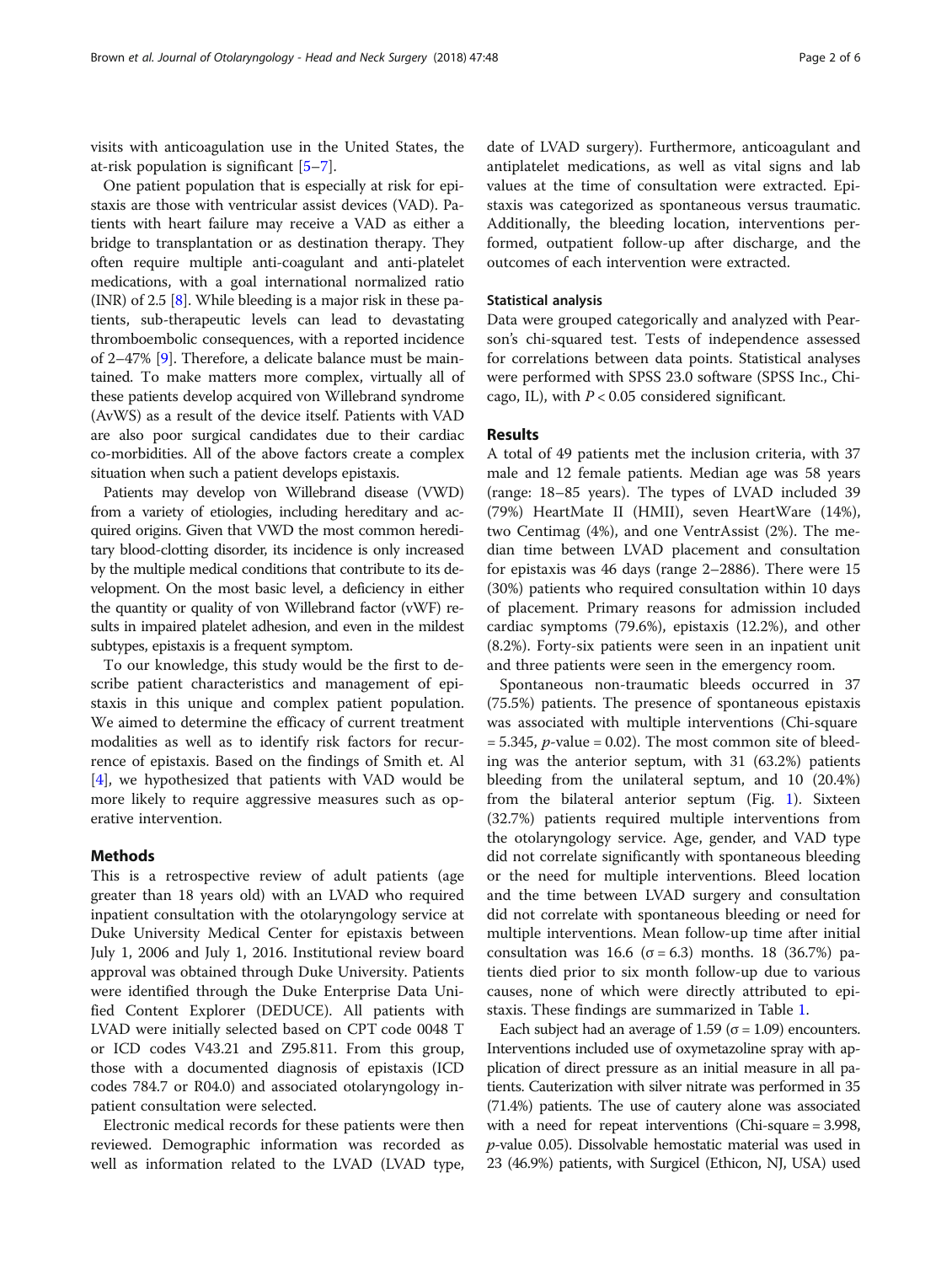visits with anticoagulation use in the United States, the at-risk population is significant [5–7].

One patient population that is especially at risk for epistaxis are those with ventricular assist devices (VAD). Patients with heart failure may receive a VAD as either a bridge to transplantation or as destination therapy. They often require multiple anti-coagulant and anti-platelet medications, with a goal international normalized ratio (INR) of 2.5 [8]. While bleeding is a major risk in these patients, sub-therapeutic levels can lead to devastating thromboembolic consequences, with a reported incidence of 2–47% [9]. Therefore, a delicate balance must be maintained. To make matters more complex, virtually all of these patients develop acquired von Willebrand syndrome (AvWS) as a result of the device itself. Patients with VAD are also poor surgical candidates due to their cardiac co-morbidities. All of the above factors create a complex situation when such a patient develops epistaxis.

Patients may develop von Willebrand disease (VWD) from a variety of etiologies, including hereditary and acquired origins. Given that VWD the most common hereditary blood-clotting disorder, its incidence is only increased by the multiple medical conditions that contribute to its development. On the most basic level, a deficiency in either the quantity or quality of von Willebrand factor (vWF) results in impaired platelet adhesion, and even in the mildest subtypes, epistaxis is a frequent symptom.

To our knowledge, this study would be the first to describe patient characteristics and management of epistaxis in this unique and complex patient population. We aimed to determine the efficacy of current treatment modalities as well as to identify risk factors for recurrence of epistaxis. Based on the findings of Smith et. Al [4], we hypothesized that patients with VAD would be more likely to require aggressive measures such as operative intervention.

## Methods

This is a retrospective review of adult patients (age greater than 18 years old) with an LVAD who required inpatient consultation with the otolaryngology service at Duke University Medical Center for epistaxis between July 1, 2006 and July 1, 2016. Institutional review board approval was obtained through Duke University. Patients were identified through the Duke Enterprise Data Unified Content Explorer (DEDUCE). All patients with LVAD were initially selected based on CPT code 0048 T or ICD codes V43.21 and Z95.811. From this group, those with a documented diagnosis of epistaxis (ICD codes 784.7 or R04.0) and associated otolaryngology inpatient consultation were selected.

Electronic medical records for these patients were then reviewed. Demographic information was recorded as well as information related to the LVAD (LVAD type, date of LVAD surgery). Furthermore, anticoagulant and antiplatelet medications, as well as vital signs and lab values at the time of consultation were extracted. Epistaxis was categorized as spontaneous versus traumatic. Additionally, the bleeding location, interventions performed, outpatient follow-up after discharge, and the outcomes of each intervention were extracted.

### Statistical analysis

Data were grouped categorically and analyzed with Pearson's chi-squared test. Tests of independence assessed for correlations between data points. Statistical analyses were performed with SPSS 23.0 software (SPSS Inc., Chicago, IL), with $P < 0.05$ considered significant.

## Results

A total of 49 patients met the inclusion criteria, with 37 male and 12 female patients. Median age was 58 years (range: 18–85 years). The types of LVAD included 39 (79%) HeartMate II (HMII), seven HeartWare (14%), two Centimag (4%), and one VentrAssist (2%). The median time between LVAD placement and consultation for epistaxis was 46 days (range 2–2886). There were 15 (30%) patients who required consultation within 10 days of placement. Primary reasons for admission included cardiac symptoms (79.6%), epistaxis (12.2%), and other (8.2%). Forty-six patients were seen in an inpatient unit and three patients were seen in the emergency room.

Spontaneous non-traumatic bleeds occurred in 37 (75.5%) patients. The presence of spontaneous epistaxis was associated with multiple interventions (Chi-square = 5.345, $p$-value = 0.02). The most common site of bleeding was the anterior septum, with 31 (63.2%) patients bleeding from the unilateral septum, and 10 (20.4%) from the bilateral anterior septum (Fig. 1). Sixteen (32.7%) patients required multiple interventions from the otolaryngology service. Age, gender, and VAD type did not correlate significantly with spontaneous bleeding or the need for multiple interventions. Bleed location and the time between LVAD surgery and consultation did not correlate with spontaneous bleeding or need for multiple interventions. Mean follow-up time after initial consultation was 16.6 ($\sigma = 6.3$) months. 18 (36.7%) patients died prior to six month follow-up due to various causes, none of which were directly attributed to epistaxis. These findings are summarized in Table 1.

Each subject had an average of 1.59 ($\sigma = 1.09$) encounters. Interventions included use of oxymetazoline spray with application of direct pressure as an initial measure in all patients. Cauterization with silver nitrate was performed in 35 (71.4%) patients. The use of cautery alone was associated with a need for repeat interventions (Chi-square = 3.998, $p$-value 0.05). Dissolvable hemostatic material was used in 23 (46.9%) patients, with Surgicel (Ethicon, NJ, USA) used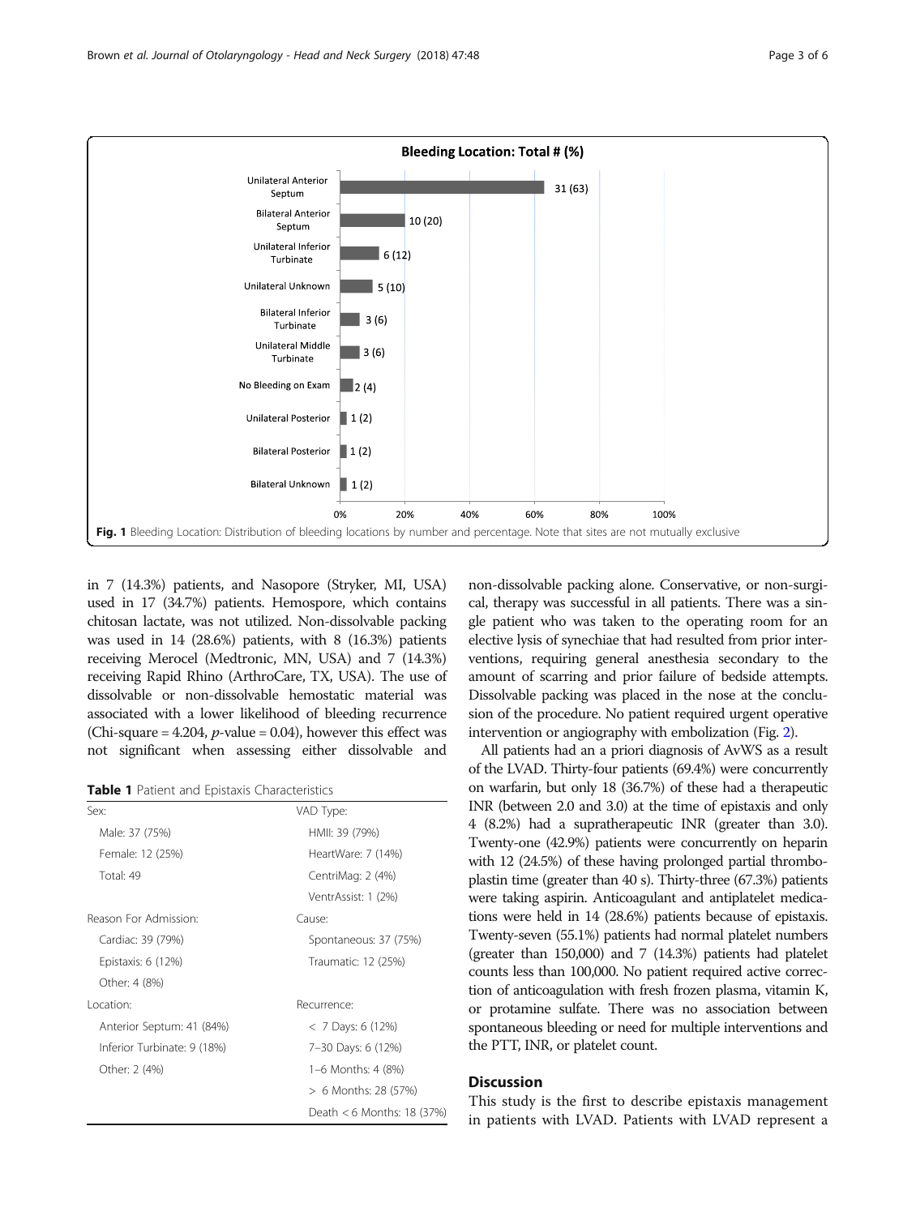**Fig. 1** Bleeding Location: Distribution of bleeding locations by number and percentage. Note that sites are not mutually exclusive

in 7 (14.3%) patients, and Nasopore (Stryker, MI, USA) used in 17 (34.7%) patients. Hemospore, which contains chitosan lactate, was not utilized. Non-dissolvable packing was used in 14 (28.6%) patients, with 8 (16.3%) patients receiving Merocel (Medtronic, MN, USA) and 7 (14.3%) receiving Rapid Rhino (ArthroCare, TX, USA). The use of dissolvable or non-dissolvable hemostatic material was associated with a lower likelihood of bleeding recurrence (Chi-square = 4.204, $p$-value = 0.04), however this effect was not significant when assessing either dissolvable and non-dissolvable packing alone. Conservative, or non-surgical, therapy was successful in all patients. There was a single patient who was taken to the operating room for an elective lysis of synechiae that had resulted from prior interventions, requiring general anesthesia secondary to the amount of scarring and prior failure of bedside attempts. Dissolvable packing was placed in the nose at the conclusion of the procedure. No patient required urgent operative intervention or angiography with embolization (Fig. 2).

**Table 1** Patient and Epistaxis Characteristics

| | |
|---|---|
| Sex: | VAD Type: |
| Male: 37 (75%) | HMII: 39 (79%) |
| Female: 12 (25%) | HeartWare: 7 (14%) |
| Total: 49 | CentriMag: 2 (4%) |
| | VentrAssist: 1 (2%) |
| Reason For Admission: | Cause: |
| Cardiac: 39 (79%) | Spontaneous: 37 (75%) |
| Epistaxis: 6 (12%) | Traumatic: 12 (25%) |
| Other: 4 (8%) | |
| Location: | Recurrence: |
| Anterior Septum: 41 (84%) | < 7 Days: 6 (12%) |
| Inferior Turbinate: 9 (18%) | 7–30 Days: 6 (12%) |
| Other: 2 (4%) | 1–6 Months: 4 (8%) |
| | > 6 Months: 28 (57%) |
| | Death < 6 Months: 18 (37%) |

All patients had an a priori diagnosis of AvWS as a result of the LVAD. Thirty-four patients (69.4%) were concurrently on warfarin, but only 18 (36.7%) of these had a therapeutic INR (between 2.0 and 3.0) at the time of epistaxis and only 4 (8.2%) had a supratherapeutic INR (greater than 3.0). Twenty-one (42.9%) patients were concurrently on heparin with 12 (24.5%) of these having prolonged partial thromboplastin time (greater than 40 s). Thirty-three (67.3%) patients were taking aspirin. Anticoagulant and antiplatelet medications were held in 14 (28.6%) patients because of epistaxis. Twenty-seven (55.1%) patients had normal platelet numbers (greater than 150,000) and 7 (14.3%) patients had platelet counts less than 100,000. No patient required active correction of anticoagulation with fresh frozen plasma, vitamin K, or protamine sulfate. There was no association between spontaneous bleeding or need for multiple interventions and the PTT, INR, or platelet count.

## Discussion

This study is the first to describe epistaxis management in patients with LVAD. Patients with LVAD represent a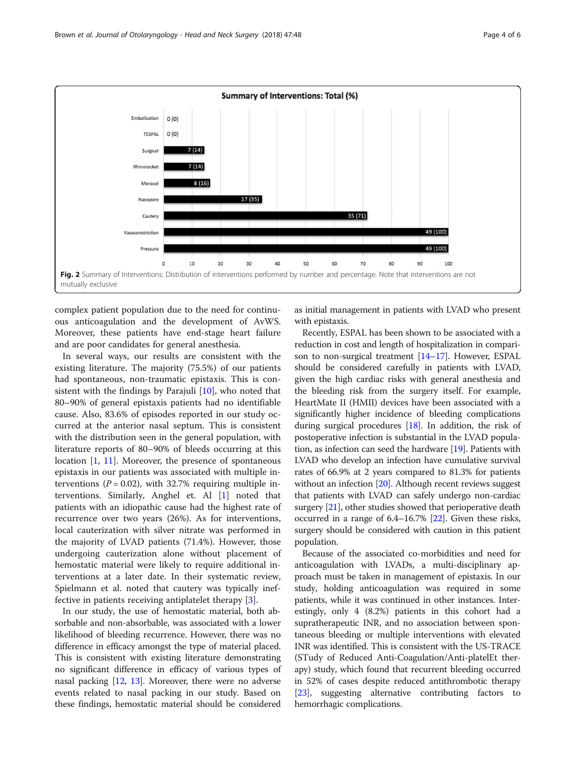**Fig. 2** Summary of Interventions: Distribution of interventions performed by number and percentage. Note that interventions are not mutually exclusive

complex patient population due to the need for continuous anticoagulation and the development of AvWS. Moreover, these patients have end-stage heart failure and are poor candidates for general anesthesia.

In several ways, our results are consistent with the existing literature. The majority (75.5%) of our patients had spontaneous, non-traumatic epistaxis. This is consistent with the findings by Parajuli [10], who noted that 80–90% of general epistaxis patients had no identifiable cause. Also, 83.6% of episodes reported in our study occurred at the anterior nasal septum. This is consistent with the distribution seen in the general population, with literature reports of 80–90% of bleeds occurring at this location [1, 11]. Moreover, the presence of spontaneous epistaxis in our patients was associated with multiple interventions ($P = 0.02$), with 32.7% requiring multiple interventions. Similarly, Anghel et. Al [1] noted that patients with an idiopathic cause had the highest rate of recurrence over two years (26%). As for interventions, local cauterization with silver nitrate was performed in the majority of LVAD patients (71.4%). However, those undergoing cauterization alone without placement of hemostatic material were likely to require additional interventions at a later date. In their systematic review, Spielmann et al. noted that cautery was typically ineffective in patients receiving antiplatelet therapy [3].

In our study, the use of hemostatic material, both absorbable and non-absorbable, was associated with a lower likelihood of bleeding recurrence. However, there was no difference in efficacy amongst the type of material placed. This is consistent with existing literature demonstrating no significant difference in efficacy of various types of nasal packing [12, 13]. Moreover, there were no adverse events related to nasal packing in our study. Based on these findings, hemostatic material should be considered as initial management in patients with LVAD who present with epistaxis.

Recently, ESPAL has been shown to be associated with a reduction in cost and length of hospitalization in comparison to non-surgical treatment [14–17]. However, ESPAL should be considered carefully in patients with LVAD, given the high cardiac risks with general anesthesia and the bleeding risk from the surgery itself. For example, HeartMate II (HMII) devices have been associated with a significantly higher incidence of bleeding complications during surgical procedures [18]. In addition, the risk of postoperative infection is substantial in the LVAD population, as infection can seed the hardware [19]. Patients with LVAD who develop an infection have cumulative survival rates of 66.9% at 2 years compared to 81.3% for patients without an infection [20]. Although recent reviews suggest that patients with LVAD can safely undergo non-cardiac surgery [21], other studies showed that perioperative death occurred in a range of 6.4–16.7% [22]. Given these risks, surgery should be considered with caution in this patient population.

Because of the associated co-morbidities and need for anticoagulation with LVADs, a multi-disciplinary approach must be taken in management of epistaxis. In our study, holding anticoagulation was required in some patients, while it was continued in other instances. Interestingly, only 4 (8.2%) patients in this cohort had a supratherapeutic INR, and no association between spontaneous bleeding or multiple interventions with elevated INR was identified. This is consistent with the US-TRACE (STudy of Reduced Anti-Coagulation/Anti-plateIEt therapy) study, which found that recurrent bleeding occurred in 52% of cases despite reduced antithrombotic therapy [23], suggesting alternative contributing factors to hemorrhagic complications.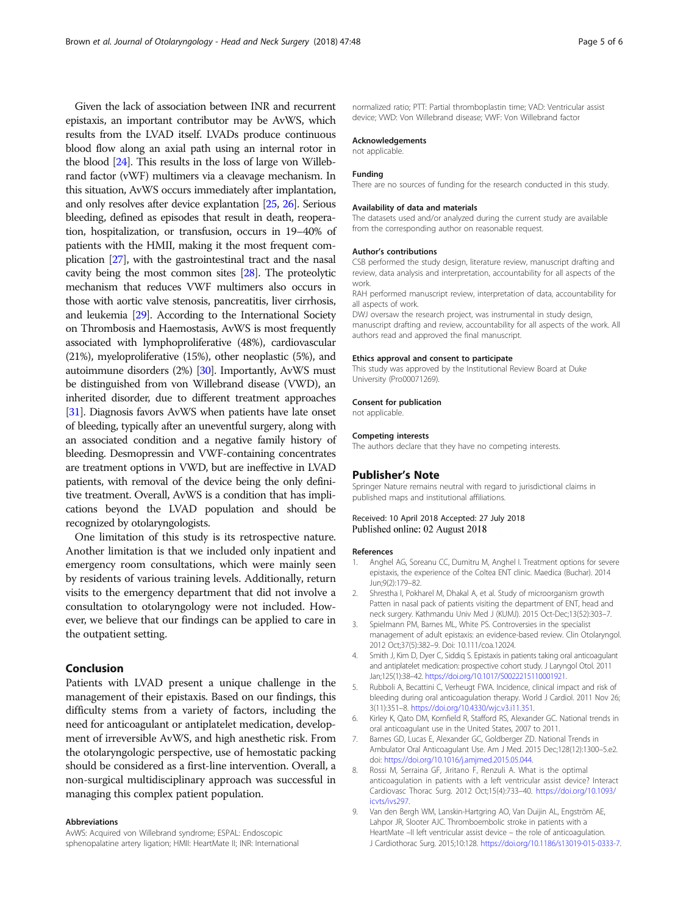Given the lack of association between INR and recurrent epistaxis, an important contributor may be AvWS, which results from the LVAD itself. LVADs produce continuous blood flow along an axial path using an internal rotor in the blood [24]. This results in the loss of large von Willebrand factor (vWF) multimers via a cleavage mechanism. In this situation, AvWS occurs immediately after implantation, and only resolves after device explantation [25, 26]. Serious bleeding, defined as episodes that result in death, reoperation, hospitalization, or transfusion, occurs in 19–40% of patients with the HMII, making it the most frequent complication [27], with the gastrointestinal tract and the nasal cavity being the most common sites [28]. The proteolytic mechanism that reduces VWF multimers also occurs in those with aortic valve stenosis, pancreatitis, liver cirrhosis, and leukemia [29]. According to the International Society on Thrombosis and Haemostasis, AvWS is most frequently associated with lymphoproliferative (48%), cardiovascular (21%), myeloproliferative (15%), other neoplastic (5%), and autoimmune disorders (2%) [30]. Importantly, AvWS must be distinguished from von Willebrand disease (VWD), an inherited disorder, due to different treatment approaches [31]. Diagnosis favors AvWS when patients have late onset of bleeding, typically after an uneventful surgery, along with an associated condition and a negative family history of bleeding. Desmopressin and VWF-containing concentrates are treatment options in VWD, but are ineffective in LVAD patients, with removal of the device being the only definitive treatment. Overall, AvWS is a condition that has implications beyond the LVAD population and should be recognized by otolaryngologists.

One limitation of this study is its retrospective nature. Another limitation is that we included only inpatient and emergency room consultations, which were mainly seen by residents of various training levels. Additionally, return visits to the emergency department that did not involve a consultation to otolaryngology were not included. However, we believe that our findings can be applied to care in the outpatient setting.

## Conclusion

Patients with LVAD present a unique challenge in the management of their epistaxis. Based on our findings, this difficulty stems from a variety of factors, including the need for anticoagulant or antiplatelet medication, development of irreversible AvWS, and high anesthetic risk. From the otolaryngologic perspective, use of hemostatic packing should be considered as a first-line intervention. Overall, a non-surgical multidisciplinary approach was successful in managing this complex patient population.

#### Abbreviations

AvWS: Acquired von Willebrand syndrome; ESPAL: Endoscopic sphenopalatine artery ligation; HMII: HeartMate II; INR: International normalized ratio; PTT: Partial thromboplastin time; VAD: Ventricular assist device; VWD: Von Willebrand disease; VWF: Von Willebrand factor

#### Acknowledgements

not applicable.

#### Funding

There are no sources of funding for the research conducted in this study.

#### Availability of data and materials

The datasets used and/or analyzed during the current study are available from the corresponding author on reasonable request.

#### Author's contributions

CSB performed the study design, literature review, manuscript drafting and review, data analysis and interpretation, accountability for all aspects of the work.

RAH performed manuscript review, interpretation of data, accountability for all aspects of work.

DWJ oversaw the research project, was instrumental in study design, manuscript drafting and review, accountability for all aspects of the work. All authors read and approved the final manuscript.

#### Ethics approval and consent to participate

This study was approved by the Institutional Review Board at Duke University (Pro00071269).

#### Consent for publication

not applicable.

#### Competing interests

The authors declare that they have no competing interests.

### Publisher's Note

Springer Nature remains neutral with regard to jurisdictional claims in published maps and institutional affiliations.

Received: 10 April 2018 Accepted: 27 July 2018
Published online: 02 August 2018

#### References

1. Anghel AG, Soreanu CC, Dumitru M, Anghel I. Treatment options for severe epistaxis, the experience of the Coltea ENT clinic. Maedica (Buchar). 2014 Jun;9(2):179–82.
2. Shrestha I, Pokharel M, Dhakal A, et al. Study of microorganism growth Patten in nasal pack of patients visiting the department of ENT, head and neck surgery. Kathmandu Univ Med J (KUMJ). 2015 Oct-Dec;13(52):303–7.
3. Spielmann PM, Barnes ML, White PS. Controversies in the specialist management of adult epistaxis: an evidence-based review. Clin Otolaryngol. 2012 Oct;37(5):382–9. Doi: 10.111/coa.12024.
4. Smith J, Kim D, Dyer C, Siddiq S. Epistaxis in patients taking oral anticoagulant and antiplatelet medication: prospective cohort study. J Laryngol Otol. 2011 Jan;125(1):38–42. https://doi.org/10.1017/S0022215110001921.
5. Rubboli A, Becattini C, Verheugt FWA. Incidence, clinical impact and risk of bleeding during oral anticoagulation therapy. World J Cardiol. 2011 Nov 26; 3(11):351–8. https://doi.org/10.4330/wjc.v3.i11.351.
6. Kirley K, Qato DM, Kornfield R, Stafford RS, Alexander GC. National trends in oral anticoagulant use in the United States, 2007 to 2011.
7. Barnes GD, Lucas E, Alexander GC, Goldberger ZD. National Trends in Ambulator Oral Anticoagulant Use. Am J Med. 2015 Dec;128(12):1300–5.e2. doi: https://doi.org/10.1016/j.amjmed.2015.05.044.
8. Rossi M, Serraina GF, Jiritano F, Renzulli A. What is the optimal anticoagulation in patients with a left ventricular assist device? Interact Cardiovasc Thorac Surg. 2012 Oct;15(4):733–40. https://doi.org/10.1093/icvts/ivs297.
9. Van den Bergh WM, Lanskin-Hartgring AO, Van Duijin AL, Engström AE, Lahpor JR, Slooter AJC. Thromboembolic stroke in patients with a HeartMate –II left ventricular assist device – the role of anticoagulation. J Cardiothorac Surg. 2015;10:128. https://doi.org/10.1186/s13019-015-0333-7.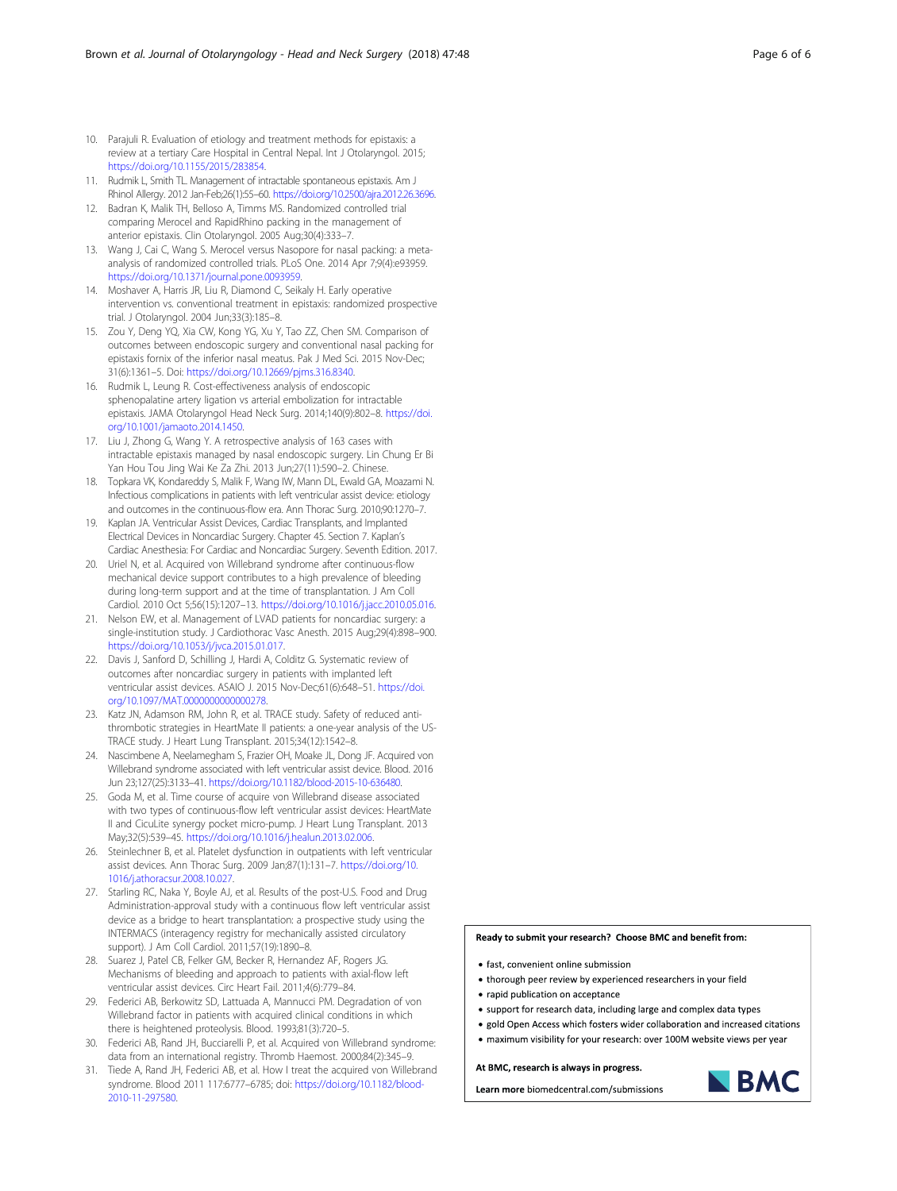10. Parajuli R. Evaluation of etiology and treatment methods for epistaxis: a review at a tertiary Care Hospital in Central Nepal. Int J Otolaryngol. 2015; https://doi.org/10.1155/2015/283854.
11. Rudmik L, Smith TL. Management of intractable spontaneous epistaxis. Am J Rhinol Allergy. 2012 Jan-Feb;26(1):55–60. https://doi.org/10.2500/ajra.2012.26.3696.
12. Badran K, Malik TH, Belloso A, Timms MS. Randomized controlled trial comparing Merocel and RapidRhino packing in the management of anterior epistaxis. Clin Otolaryngol. 2005 Aug;30(4):333–7.
13. Wang J, Cai C, Wang S. Merocel versus Nasopore for nasal packing: a meta-analysis of randomized controlled trials. PLoS One. 2014 Apr 7;9(4):e93959. https://doi.org/10.1371/journal.pone.0093959.
14. Moshaver A, Harris JR, Liu R, Diamond C, Seikaly H. Early operative intervention vs. conventional treatment in epistaxis: randomized prospective trial. J Otolaryngol. 2004 Jun;33(3):185–8.
15. Zou Y, Deng YQ, Xia CW, Kong YG, Xu Y, Tao ZZ, Chen SM. Comparison of outcomes between endoscopic surgery and conventional nasal packing for epistaxis fornix of the inferior nasal meatus. Pak J Med Sci. 2015 Nov-Dec; 31(6):1361–5. Doi: https://doi.org/10.12669/pjms.316.8340.
16. Rudmik L, Leung R. Cost-effectiveness analysis of endoscopic sphenopalatine artery ligation vs arterial embolization for intractable epistaxis. JAMA Otolaryngol Head Neck Surg. 2014;140(9):802–8. https://doi.org/10.1001/jamaoto.2014.1450.
17. Liu J, Zhong G, Wang Y. A retrospective analysis of 163 cases with intractable epistaxis managed by nasal endoscopic surgery. Lin Chung Er Bi Yan Hou Tou Jing Wai Ke Za Zhi. 2013 Jun;27(11):590–2. Chinese.
18. Topkara VK, Kondareddy S, Malik F, Wang IW, Mann DL, Ewald GA, Moazami N. Infectious complications in patients with left ventricular assist device: etiology and outcomes in the continuous-flow era. Ann Thorac Surg. 2010;90:1270–7.
19. Kaplan JA. Ventricular Assist Devices, Cardiac Transplants, and Implanted Electrical Devices in Noncardiac Surgery. Chapter 45. Section 7. Kaplan's Cardiac Anesthesia: For Cardiac and Noncardiac Surgery. Seventh Edition. 2017.
20. Uriel N, et al. Acquired von Willebrand syndrome after continuous-flow mechanical device support contributes to a high prevalence of bleeding during long-term support and at the time of transplantation. J Am Coll Cardiol. 2010 Oct 5;56(15):1207–13. https://doi.org/10.1016/j.jacc.2010.05.016.
21. Nelson EW, et al. Management of LVAD patients for noncardiac surgery: a single-institution study. J Cardiothorac Vasc Anesth. 2015 Aug;29(4):898–900. https://doi.org/10.1053/j/jvca.2015.01.017.
22. Davis J, Sanford D, Schilling J, Hardi A, Colditz G. Systematic review of outcomes after noncardiac surgery in patients with implanted left ventricular assist devices. ASAIO J. 2015 Nov-Dec;61(6):648–51. https://doi.org/10.1097/MAT.0000000000000278.
23. Katz JN, Adamson RM, John R, et al. TRACE study. Safety of reduced anti-thrombotic strategies in HeartMate II patients: a one-year analysis of the US-TRACE study. J Heart Lung Transplant. 2015;34(12):1542–8.
24. Nascimbene A, Neelamegham S, Frazier OH, Moake JL, Dong JF. Acquired von Willebrand syndrome associated with left ventricular assist device. Blood. 2016 Jun 23;127(25):3133–41. https://doi.org/10.1182/blood-2015-10-636480.
25. Goda M, et al. Time course of acquire von Willebrand disease associated with two types of continuous-flow left ventricular assist devices: HeartMate II and CicuLite synergy pocket micro-pump. J Heart Lung Transplant. 2013 May;32(5):539–45. https://doi.org/10.1016/j.healun.2013.02.006.
26. Steinlechner B, et al. Platelet dysfunction in outpatients with left ventricular assist devices. Ann Thorac Surg. 2009 Jan;87(1):131–7. https://doi.org/10.1016/j.athoracsur.2008.10.027.
27. Starling RC, Naka Y, Boyle AJ, et al. Results of the post-U.S. Food and Drug Administration-approval study with a continuous flow left ventricular assist device as a bridge to heart transplantation: a prospective study using the INTERMACS (interagency registry for mechanically assisted circulatory support). J Am Coll Cardiol. 2011;57(19):1890–8.
28. Suarez J, Patel CB, Felker GM, Becker R, Hernandez AF, Rogers JG. Mechanisms of bleeding and approach to patients with axial-flow left ventricular assist devices. Circ Heart Fail. 2011;4(6):779–84.
29. Federici AB, Berkowitz SD, Lattuada A, Mannucci PM. Degradation of von Willebrand factor in patients with acquired clinical conditions in which there is heightened proteolysis. Blood. 1993;81(3):720–5.
30. Federici AB, Rand JH, Bucciarelli P, et al. Acquired von Willebrand syndrome: data from an international registry. Thromb Haemost. 2000;84(2):345–9.
31. Tiede A, Rand JH, Federici AB, et al. How I treat the acquired von Willebrand syndrome. Blood 2011 117:6777–6785; doi: https://doi.org/10.1182/blood-2010-11-297580.

**Ready to submit your research? Choose BMC and benefit from:**

- fast, convenient online submission
- thorough peer review by experienced researchers in your field
- rapid publication on acceptance
- support for research data, including large and complex data types
- gold Open Access which fosters wider collaboration and increased citations
- maximum visibility for your research: over 100M website views per year

**At BMC, research is always in progress.**

**Learn more** biomedcentral.com/submissions

BMC